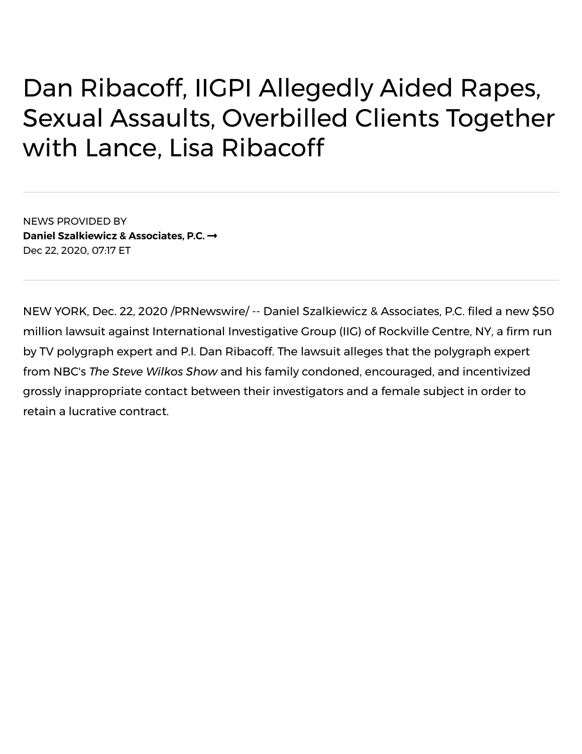# Dan Ribacoff, IIGPI Allegedly Aided Rapes, Sexual Assaults, Overbilled Clients Together with Lance, Lisa Ribacoff

NEWS PROVIDED BY

**Daniel Szalkiewicz & Associates, P.C.** ➞

Dec 22, 2020, 07:17 ET

NEW YORK, Dec. 22, 2020 /PRNewswire/ -- Daniel Szalkiewicz & Associates, P.C. filed a new $50 million lawsuit against International Investigative Group (IIG) of Rockville Centre, NY, a firm run by TV polygraph expert and P.I. Dan Ribacoff. The lawsuit alleges that the polygraph expert from NBC's *The Steve Wilkos Show* and his family condoned, encouraged, and incentivized grossly inappropriate contact between their investigators and a female subject in order to retain a lucrative contract.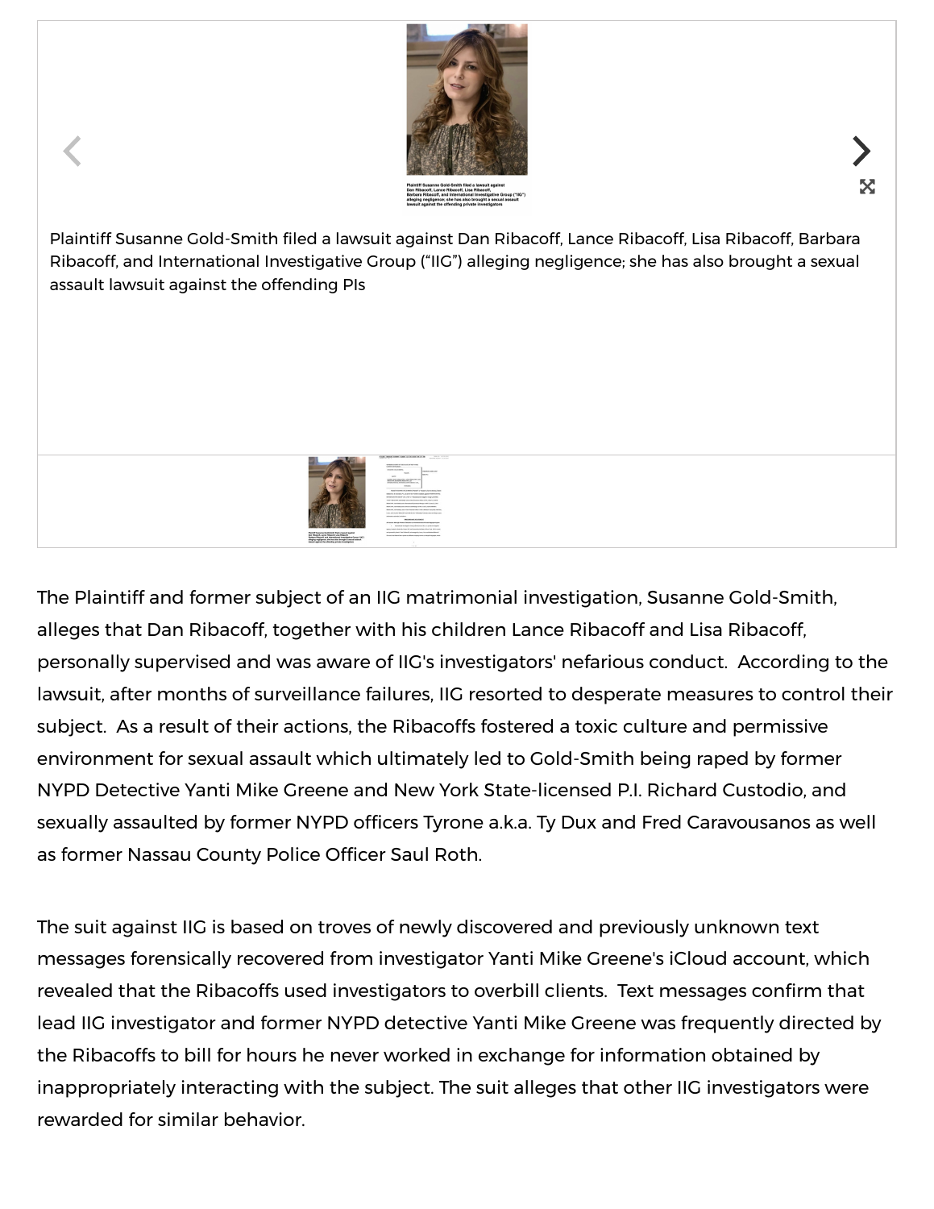Plaintiff Susanne Gold-Smith filed a lawsuit against Dan Ribacoff, Lance Ribacoff, Lisa Ribacoff, Barbara Ribacoff, and International Investigative Group ("IIG") alleging negligence; she has also brought a sexual assault lawsuit against the offending PIs

The Plaintiff and former subject of an IIG matrimonial investigation, Susanne Gold-Smith, alleges that Dan Ribacoff, together with his children Lance Ribacoff and Lisa Ribacoff, personally supervised and was aware of IIG's investigators' nefarious conduct. According to the lawsuit, after months of surveillance failures, IIG resorted to desperate measures to control their subject. As a result of their actions, the Ribacoffs fostered a toxic culture and permissive environment for sexual assault which ultimately led to Gold-Smith being raped by former NYPD Detective Yanti Mike Greene and New York State-licensed P.I. Richard Custodio, and sexually assaulted by former NYPD officers Tyrone a.k.a. Ty Dux and Fred Caravousanos as well as former Nassau County Police Officer Saul Roth.

The suit against IIG is based on troves of newly discovered and previously unknown text messages forensically recovered from investigator Yanti Mike Greene's iCloud account, which revealed that the Ribacoffs used investigators to overbill clients. Text messages confirm that lead IIG investigator and former NYPD detective Yanti Mike Greene was frequently directed by the Ribacoffs to bill for hours he never worked in exchange for information obtained by inappropriately interacting with the subject. The suit alleges that other IIG investigators were rewarded for similar behavior.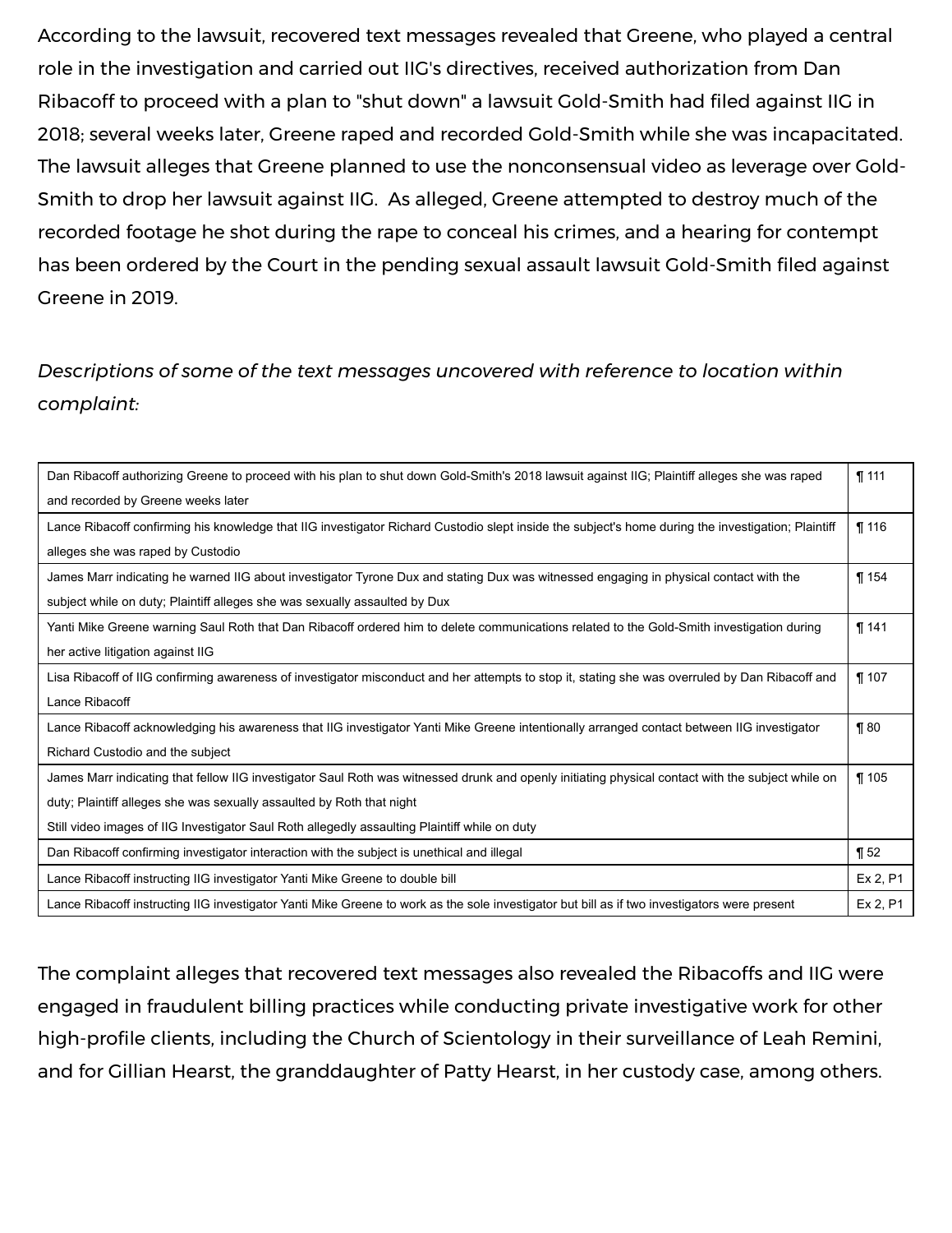According to the lawsuit, recovered text messages revealed that Greene, who played a central role in the investigation and carried out IIG's directives, received authorization from Dan Ribacoff to proceed with a plan to "shut down" a lawsuit Gold-Smith had filed against IIG in 2018; several weeks later, Greene raped and recorded Gold-Smith while she was incapacitated. The lawsuit alleges that Greene planned to use the nonconsensual video as leverage over Gold-Smith to drop her lawsuit against IIG. As alleged, Greene attempted to destroy much of the recorded footage he shot during the rape to conceal his crimes, and a hearing for contempt has been ordered by the Court in the pending sexual assault lawsuit Gold-Smith filed against Greene in 2019.

*Descriptions of some of the text messages uncovered with reference to location within complaint:*

| | |
|---|---|
| Dan Ribacoff authorizing Greene to proceed with his plan to shut down Gold-Smith's 2018 lawsuit against IIG; Plaintiff alleges she was raped and recorded by Greene weeks later | ¶ 111 |
| Lance Ribacoff confirming his knowledge that IIG investigator Richard Custodio slept inside the subject's home during the investigation; Plaintiff alleges she was raped by Custodio | ¶ 116 |
| James Marr indicating he warned IIG about investigator Tyrone Dux and stating Dux was witnessed engaging in physical contact with the subject while on duty; Plaintiff alleges she was sexually assaulted by Dux | ¶ 154 |
| Yanti Mike Greene warning Saul Roth that Dan Ribacoff ordered him to delete communications related to the Gold-Smith investigation during her active litigation against IIG | ¶ 141 |
| Lisa Ribacoff of IIG confirming awareness of investigator misconduct and her attempts to stop it, stating she was overruled by Dan Ribacoff and Lance Ribacoff | ¶ 107 |
| Lance Ribacoff acknowledging his awareness that IIG investigator Yanti Mike Greene intentionally arranged contact between IIG investigator Richard Custodio and the subject | ¶ 80 |
| James Marr indicating that fellow IIG investigator Saul Roth was witnessed drunk and openly initiating physical contact with the subject while on duty; Plaintiff alleges she was sexually assaulted by Roth that night<br>Still video images of IIG Investigator Saul Roth allegedly assaulting Plaintiff while on duty | ¶ 105 |
| Dan Ribacoff confirming investigator interaction with the subject is unethical and illegal | ¶ 52 |
| Lance Ribacoff instructing IIG investigator Yanti Mike Greene to double bill | Ex 2, P1 |
| Lance Ribacoff instructing IIG investigator Yanti Mike Greene to work as the sole investigator but bill as if two investigators were present | Ex 2, P1 |

The complaint alleges that recovered text messages also revealed the Ribacoffs and IIG were engaged in fraudulent billing practices while conducting private investigative work for other high-profile clients, including the Church of Scientology in their surveillance of Leah Remini, and for Gillian Hearst, the granddaughter of Patty Hearst, in her custody case, among others.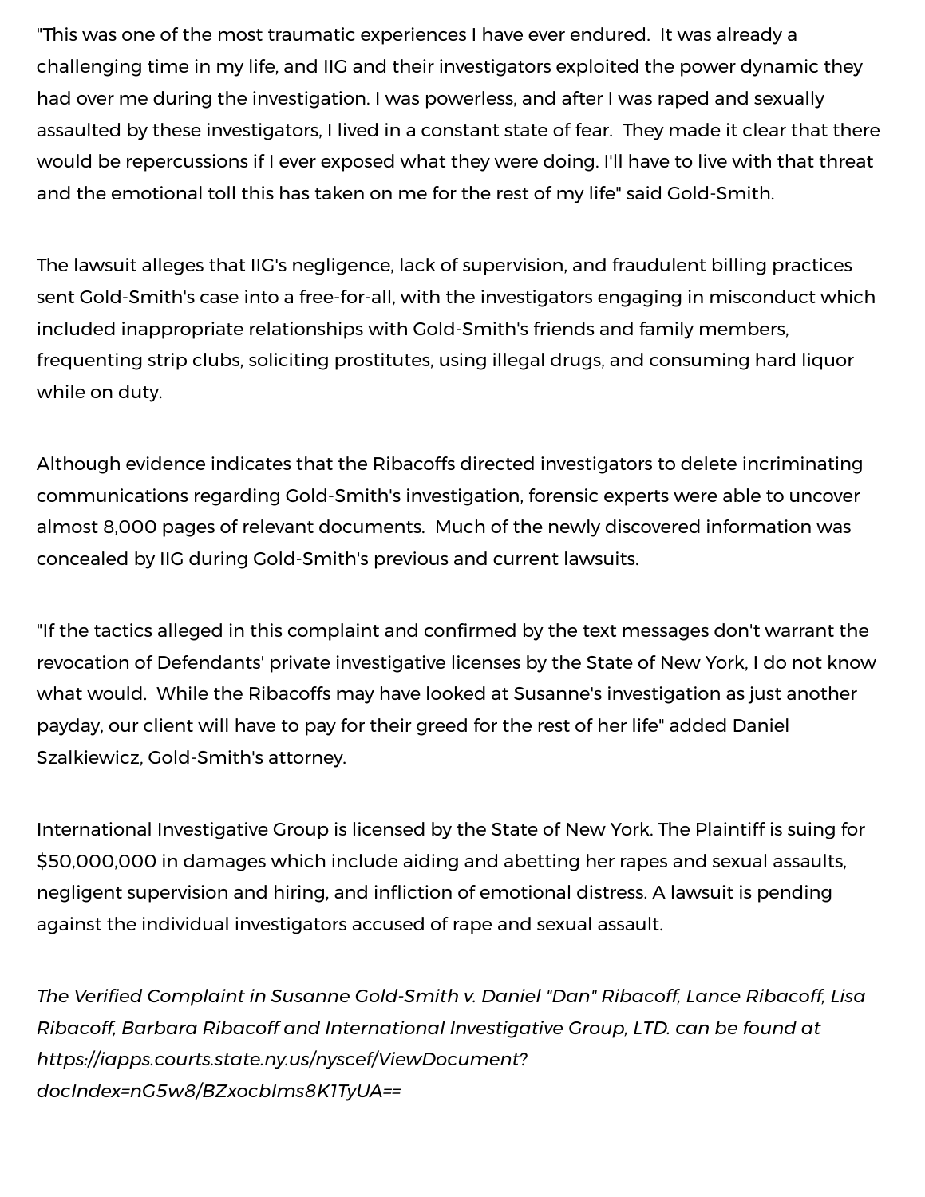"This was one of the most traumatic experiences I have ever endured. It was already a challenging time in my life, and IIG and their investigators exploited the power dynamic they had over me during the investigation. I was powerless, and after I was raped and sexually assaulted by these investigators, I lived in a constant state of fear. They made it clear that there would be repercussions if I ever exposed what they were doing. I'll have to live with that threat and the emotional toll this has taken on me for the rest of my life" said Gold-Smith.

The lawsuit alleges that IIG's negligence, lack of supervision, and fraudulent billing practices sent Gold-Smith's case into a free-for-all, with the investigators engaging in misconduct which included inappropriate relationships with Gold-Smith's friends and family members, frequenting strip clubs, soliciting prostitutes, using illegal drugs, and consuming hard liquor while on duty.

Although evidence indicates that the Ribacoffs directed investigators to delete incriminating communications regarding Gold-Smith's investigation, forensic experts were able to uncover almost 8,000 pages of relevant documents. Much of the newly discovered information was concealed by IIG during Gold-Smith's previous and current lawsuits.

"If the tactics alleged in this complaint and confirmed by the text messages don't warrant the revocation of Defendants' private investigative licenses by the State of New York, I do not know what would. While the Ribacoffs may have looked at Susanne's investigation as just another payday, our client will have to pay for their greed for the rest of her life" added Daniel Szalkiewicz, Gold-Smith's attorney.

International Investigative Group is licensed by the State of New York. The Plaintiff is suing for $50,000,000 in damages which include aiding and abetting her rapes and sexual assaults, negligent supervision and hiring, and infliction of emotional distress. A lawsuit is pending against the individual investigators accused of rape and sexual assault.

*The Verified Complaint in Susanne Gold-Smith v. Daniel "Dan" Ribacoff, Lance Ribacoff, Lisa Ribacoff, Barbara Ribacoff and International Investigative Group, LTD. can be found at https://iapps.courts.state.ny.us/nyscef/ViewDocument?docIndex=nG5w8/BZxocbIms8K1TyUA==*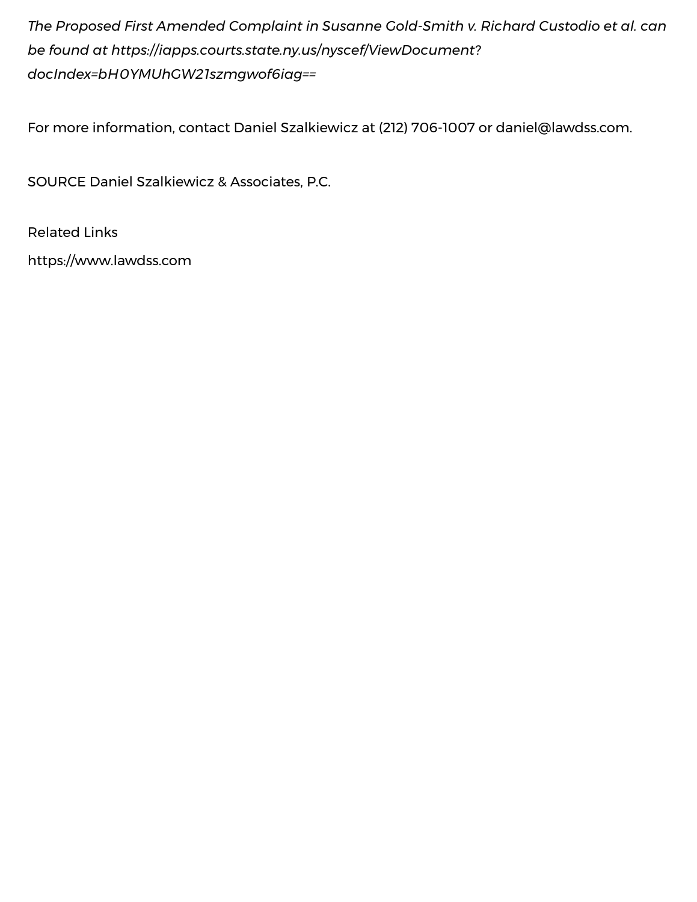*The Proposed First Amended Complaint in Susanne Gold-Smith v. Richard Custodio et al. can be found at https://iapps.courts.state.ny.us/nyscef/ViewDocument?docIndex=bH0YMUhGW21szmgwof6iag==*

For more information, contact Daniel Szalkiewicz at (212) 706-1007 or daniel@lawdss.com.

SOURCE Daniel Szalkiewicz & Associates, P.C.

Related Links

https://www.lawdss.com